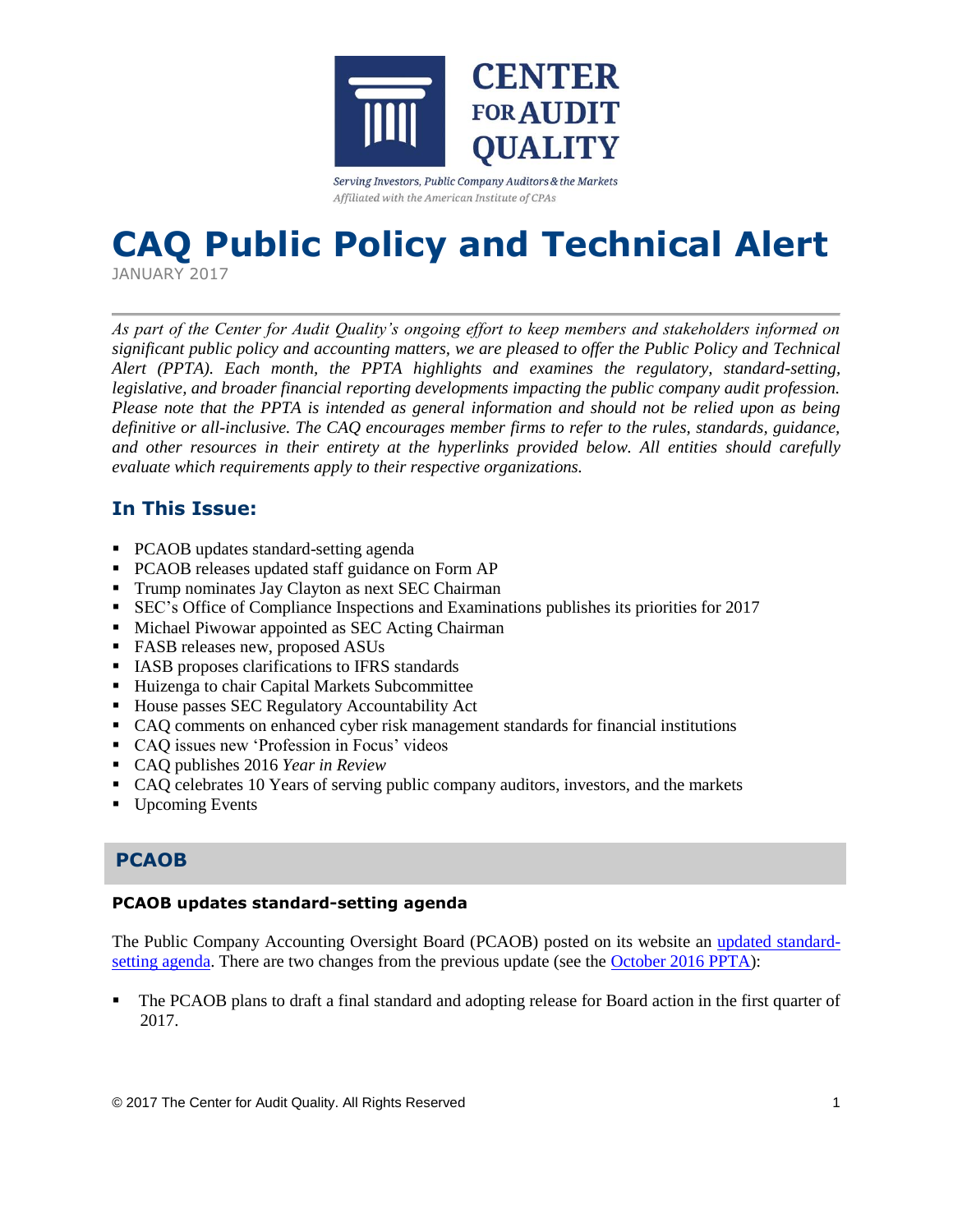CENTER FOR AUDIT QUALITY

*Serving Investors, Public Company Auditors & the Markets*
*Affiliated with the American Institute of CPAs*

# CAQ Public Policy and Technical Alert

JANUARY 2017

---

*As part of the Center for Audit Quality's ongoing effort to keep members and stakeholders informed on significant public policy and accounting matters, we are pleased to offer the Public Policy and Technical Alert (PPTA). Each month, the PPTA highlights and examines the regulatory, standard-setting, legislative, and broader financial reporting developments impacting the public company audit profession. Please note that the PPTA is intended as general information and should not be relied upon as being definitive or all-inclusive. The CAQ encourages member firms to refer to the rules, standards, guidance, and other resources in their entirety at the hyperlinks provided below. All entities should carefully evaluate which requirements apply to their respective organizations.*

## In This Issue:

- PCAOB updates standard-setting agenda
- PCAOB releases updated staff guidance on Form AP
- Trump nominates Jay Clayton as next SEC Chairman
- SEC's Office of Compliance Inspections and Examinations publishes its priorities for 2017
- Michael Piwowar appointed as SEC Acting Chairman
- FASB releases new, proposed ASUs
- IASB proposes clarifications to IFRS standards
- Huizenga to chair Capital Markets Subcommittee
- House passes SEC Regulatory Accountability Act
- CAQ comments on enhanced cyber risk management standards for financial institutions
- CAQ issues new 'Profession in Focus' videos
- CAQ publishes 2016 *Year in Review*
- CAQ celebrates 10 Years of serving public company auditors, investors, and the markets
- Upcoming Events

## PCAOB

### PCAOB updates standard-setting agenda

The Public Company Accounting Oversight Board (PCAOB) posted on its website an updated standard-setting agenda. There are two changes from the previous update (see the October 2016 PPTA):

- The PCAOB plans to draft a final standard and adopting release for Board action in the first quarter of 2017.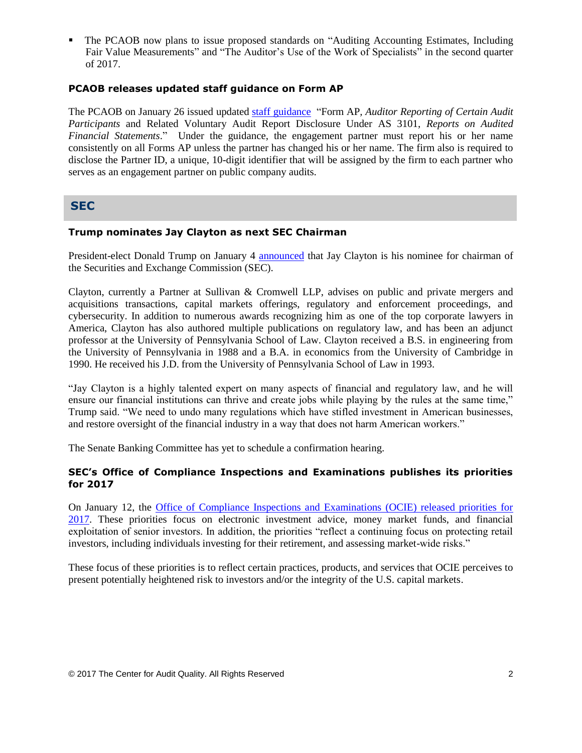- The PCAOB now plans to issue proposed standards on "Auditing Accounting Estimates, Including Fair Value Measurements" and "The Auditor's Use of the Work of Specialists" in the second quarter of 2017.

### PCAOB releases updated staff guidance on Form AP

The PCAOB on January 26 issued updated staff guidance "Form AP, *Auditor Reporting of Certain Audit Participants* and Related Voluntary Audit Report Disclosure Under AS 3101, *Reports on Audited Financial Statements*." Under the guidance, the engagement partner must report his or her name consistently on all Forms AP unless the partner has changed his or her name. The firm also is required to disclose the Partner ID, a unique, 10-digit identifier that will be assigned by the firm to each partner who serves as an engagement partner on public company audits.

## SEC

### Trump nominates Jay Clayton as next SEC Chairman

President-elect Donald Trump on January 4 announced that Jay Clayton is his nominee for chairman of the Securities and Exchange Commission (SEC).

Clayton, currently a Partner at Sullivan & Cromwell LLP, advises on public and private mergers and acquisitions transactions, capital markets offerings, regulatory and enforcement proceedings, and cybersecurity. In addition to numerous awards recognizing him as one of the top corporate lawyers in America, Clayton has also authored multiple publications on regulatory law, and has been an adjunct professor at the University of Pennsylvania School of Law. Clayton received a B.S. in engineering from the University of Pennsylvania in 1988 and a B.A. in economics from the University of Cambridge in 1990. He received his J.D. from the University of Pennsylvania School of Law in 1993.

"Jay Clayton is a highly talented expert on many aspects of financial and regulatory law, and he will ensure our financial institutions can thrive and create jobs while playing by the rules at the same time," Trump said. "We need to undo many regulations which have stifled investment in American businesses, and restore oversight of the financial industry in a way that does not harm American workers."

The Senate Banking Committee has yet to schedule a confirmation hearing.

### SEC's Office of Compliance Inspections and Examinations publishes its priorities for 2017

On January 12, the Office of Compliance Inspections and Examinations (OCIE) released priorities for 2017. These priorities focus on electronic investment advice, money market funds, and financial exploitation of senior investors. In addition, the priorities "reflect a continuing focus on protecting retail investors, including individuals investing for their retirement, and assessing market-wide risks."

These focus of these priorities is to reflect certain practices, products, and services that OCIE perceives to present potentially heightened risk to investors and/or the integrity of the U.S. capital markets.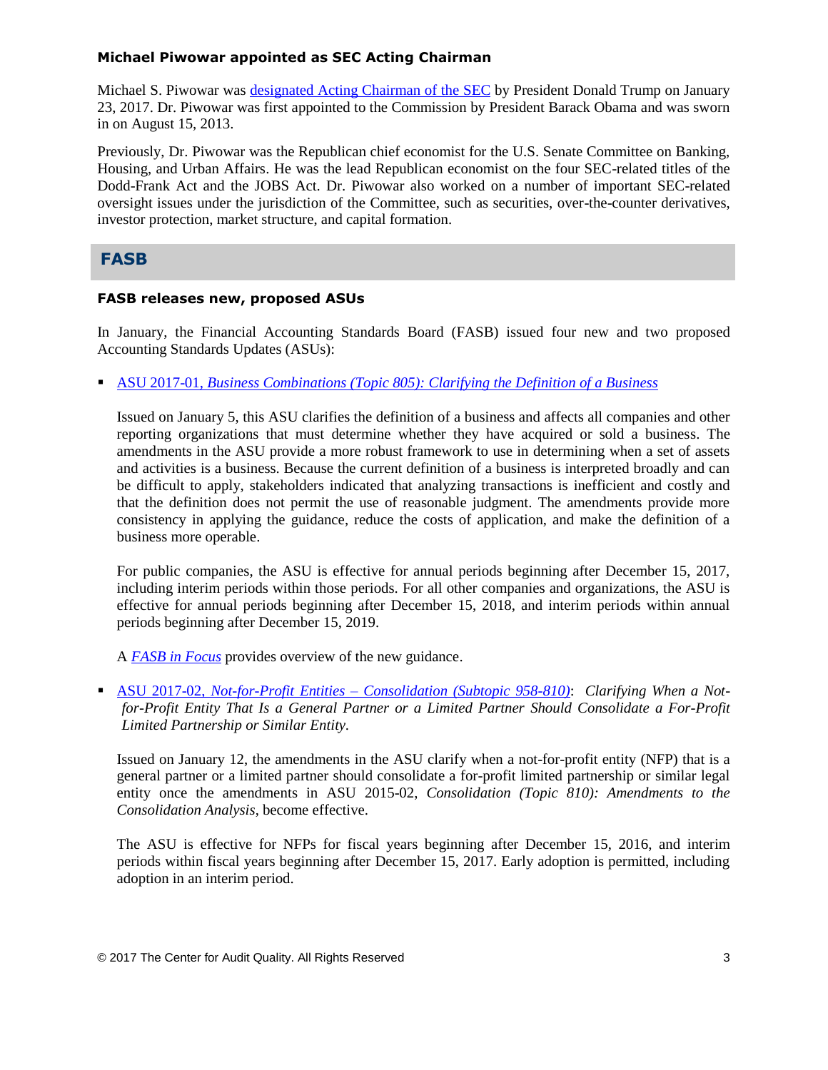### Michael Piwowar appointed as SEC Acting Chairman

Michael S. Piwowar was designated Acting Chairman of the SEC by President Donald Trump on January 23, 2017. Dr. Piwowar was first appointed to the Commission by President Barack Obama and was sworn in on August 15, 2013.

Previously, Dr. Piwowar was the Republican chief economist for the U.S. Senate Committee on Banking, Housing, and Urban Affairs. He was the lead Republican economist on the four SEC-related titles of the Dodd-Frank Act and the JOBS Act. Dr. Piwowar also worked on a number of important SEC-related oversight issues under the jurisdiction of the Committee, such as securities, over-the-counter derivatives, investor protection, market structure, and capital formation.

## FASB

### FASB releases new, proposed ASUs

In January, the Financial Accounting Standards Board (FASB) issued four new and two proposed Accounting Standards Updates (ASUs):

- ASU 2017-01, *Business Combinations (Topic 805): Clarifying the Definition of a Business*

  Issued on January 5, this ASU clarifies the definition of a business and affects all companies and other reporting organizations that must determine whether they have acquired or sold a business. The amendments in the ASU provide a more robust framework to use in determining when a set of assets and activities is a business. Because the current definition of a business is interpreted broadly and can be difficult to apply, stakeholders indicated that analyzing transactions is inefficient and costly and that the definition does not permit the use of reasonable judgment. The amendments provide more consistency in applying the guidance, reduce the costs of application, and make the definition of a business more operable.

  For public companies, the ASU is effective for annual periods beginning after December 15, 2017, including interim periods within those periods. For all other companies and organizations, the ASU is effective for annual periods beginning after December 15, 2018, and interim periods within annual periods beginning after December 15, 2019.

  A *FASB in Focus* provides overview of the new guidance.

- ASU 2017-02, *Not-for-Profit Entities – Consolidation (Subtopic 958-810)*: *Clarifying When a Not-for-Profit Entity That Is a General Partner or a Limited Partner Should Consolidate a For-Profit Limited Partnership or Similar Entity*.

  Issued on January 12, the amendments in the ASU clarify when a not-for-profit entity (NFP) that is a general partner or a limited partner should consolidate a for-profit limited partnership or similar legal entity once the amendments in ASU 2015-02, *Consolidation (Topic 810): Amendments to the Consolidation Analysis*, become effective.

  The ASU is effective for NFPs for fiscal years beginning after December 15, 2016, and interim periods within fiscal years beginning after December 15, 2017. Early adoption is permitted, including adoption in an interim period.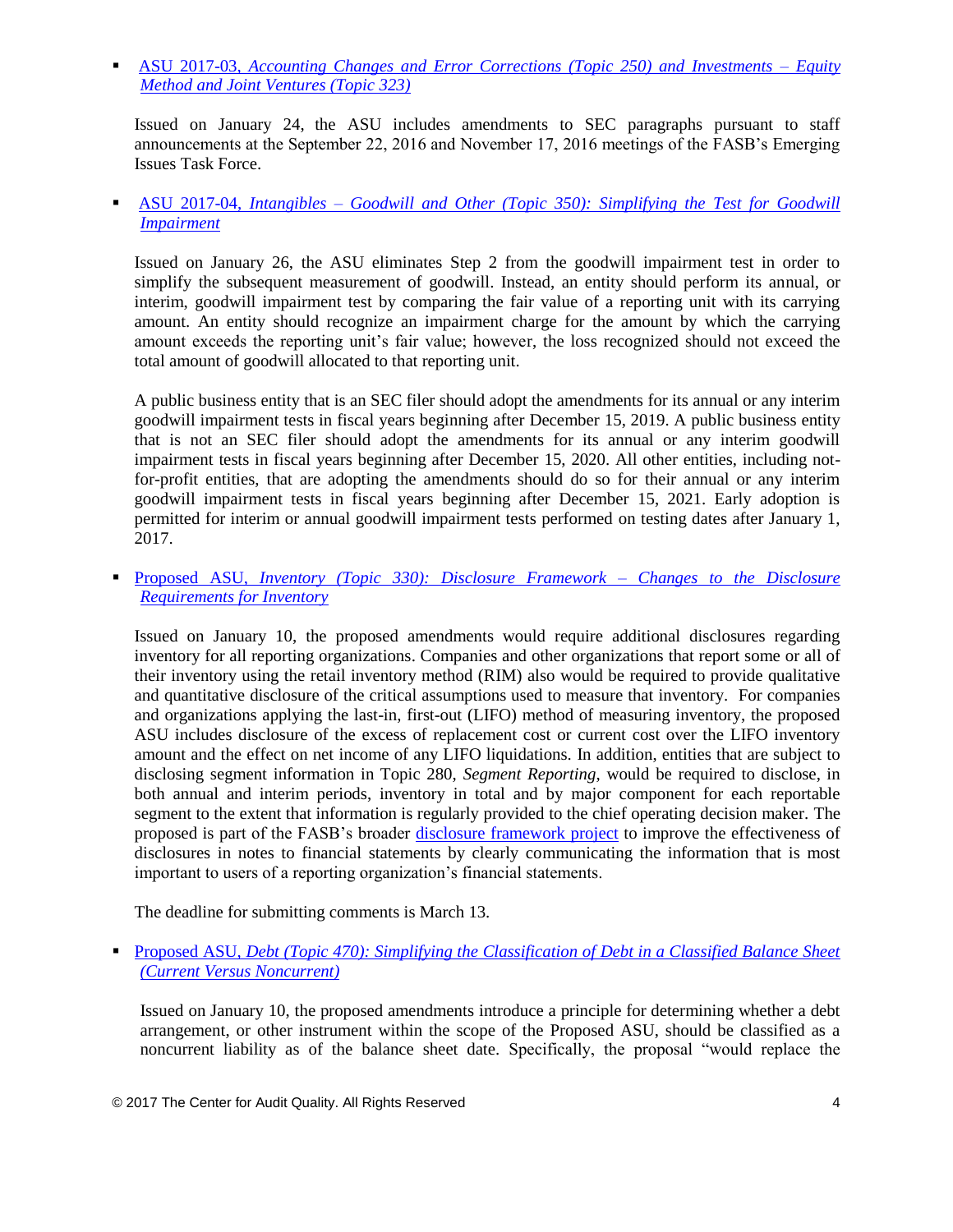- [ASU 2017-03, *Accounting Changes and Error Corrections (Topic 250) and Investments – Equity Method and Joint Ventures (Topic 323)*]()

  Issued on January 24, the ASU includes amendments to SEC paragraphs pursuant to staff announcements at the September 22, 2016 and November 17, 2016 meetings of the FASB's Emerging Issues Task Force.

- [ASU 2017-04, *Intangibles – Goodwill and Other (Topic 350): Simplifying the Test for Goodwill Impairment*]()

  Issued on January 26, the ASU eliminates Step 2 from the goodwill impairment test in order to simplify the subsequent measurement of goodwill. Instead, an entity should perform its annual, or interim, goodwill impairment test by comparing the fair value of a reporting unit with its carrying amount. An entity should recognize an impairment charge for the amount by which the carrying amount exceeds the reporting unit's fair value; however, the loss recognized should not exceed the total amount of goodwill allocated to that reporting unit.

  A public business entity that is an SEC filer should adopt the amendments for its annual or any interim goodwill impairment tests in fiscal years beginning after December 15, 2019. A public business entity that is not an SEC filer should adopt the amendments for its annual or any interim goodwill impairment tests in fiscal years beginning after December 15, 2020. All other entities, including not-for-profit entities, that are adopting the amendments should do so for their annual or any interim goodwill impairment tests in fiscal years beginning after December 15, 2021. Early adoption is permitted for interim or annual goodwill impairment tests performed on testing dates after January 1, 2017.

- [Proposed ASU, *Inventory (Topic 330): Disclosure Framework – Changes to the Disclosure Requirements for Inventory*]()

  Issued on January 10, the proposed amendments would require additional disclosures regarding inventory for all reporting organizations. Companies and other organizations that report some or all of their inventory using the retail inventory method (RIM) also would be required to provide qualitative and quantitative disclosure of the critical assumptions used to measure that inventory. For companies and organizations applying the last-in, first-out (LIFO) method of measuring inventory, the proposed ASU includes disclosure of the excess of replacement cost or current cost over the LIFO inventory amount and the effect on net income of any LIFO liquidations. In addition, entities that are subject to disclosing segment information in Topic 280, *Segment Reporting*, would be required to disclose, in both annual and interim periods, inventory in total and by major component for each reportable segment to the extent that information is regularly provided to the chief operating decision maker. The proposed is part of the FASB's broader [disclosure framework project]() to improve the effectiveness of disclosures in notes to financial statements by clearly communicating the information that is most important to users of a reporting organization's financial statements.

  The deadline for submitting comments is March 13.

- [Proposed ASU, *Debt (Topic 470): Simplifying the Classification of Debt in a Classified Balance Sheet (Current Versus Noncurrent)*]()

  Issued on January 10, the proposed amendments introduce a principle for determining whether a debt arrangement, or other instrument within the scope of the Proposed ASU, should be classified as a noncurrent liability as of the balance sheet date. Specifically, the proposal "would replace the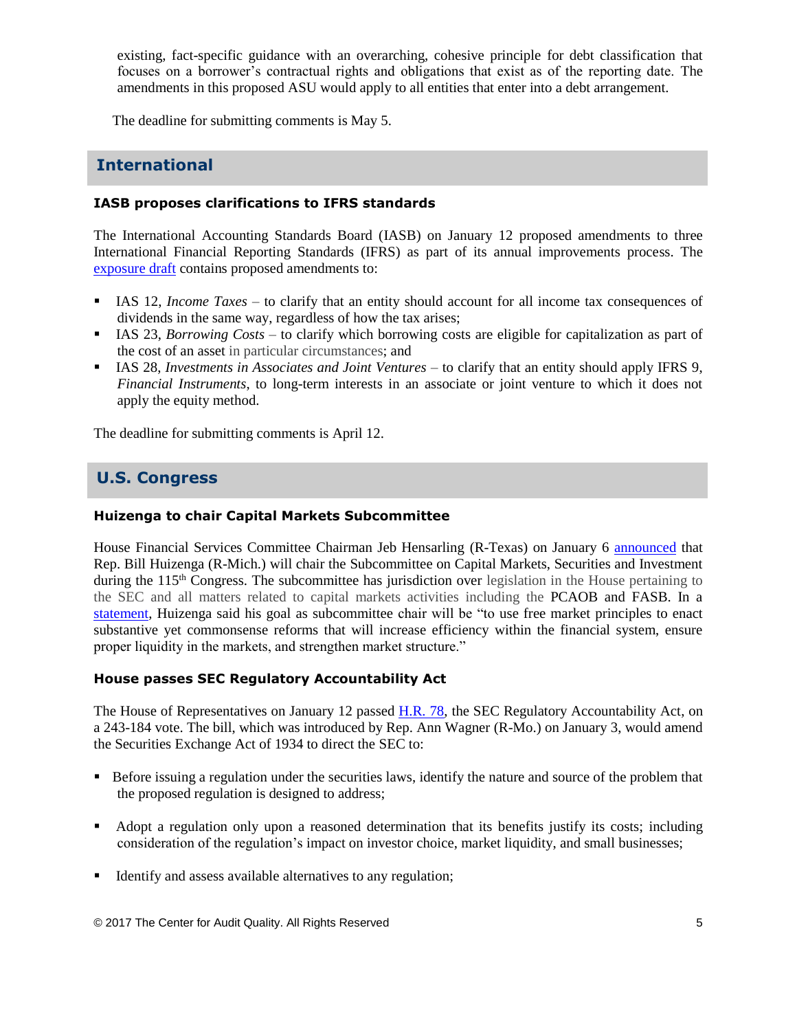existing, fact-specific guidance with an overarching, cohesive principle for debt classification that focuses on a borrower's contractual rights and obligations that exist as of the reporting date. The amendments in this proposed ASU would apply to all entities that enter into a debt arrangement.

The deadline for submitting comments is May 5.

## International

### IASB proposes clarifications to IFRS standards

The International Accounting Standards Board (IASB) on January 12 proposed amendments to three International Financial Reporting Standards (IFRS) as part of its annual improvements process. The exposure draft contains proposed amendments to:

- IAS 12, *Income Taxes* – to clarify that an entity should account for all income tax consequences of dividends in the same way, regardless of how the tax arises;
- IAS 23, *Borrowing Costs* – to clarify which borrowing costs are eligible for capitalization as part of the cost of an asset in particular circumstances; and
- IAS 28, *Investments in Associates and Joint Ventures* – to clarify that an entity should apply IFRS 9, *Financial Instruments*, to long-term interests in an associate or joint venture to which it does not apply the equity method.

The deadline for submitting comments is April 12.

## U.S. Congress

### Huizenga to chair Capital Markets Subcommittee

House Financial Services Committee Chairman Jeb Hensarling (R-Texas) on January 6 announced that Rep. Bill Huizenga (R-Mich.) will chair the Subcommittee on Capital Markets, Securities and Investment during the 115th Congress. The subcommittee has jurisdiction over legislation in the House pertaining to the SEC and all matters related to capital markets activities including the PCAOB and FASB. In a statement, Huizenga said his goal as subcommittee chair will be "to use free market principles to enact substantive yet commonsense reforms that will increase efficiency within the financial system, ensure proper liquidity in the markets, and strengthen market structure."

### House passes SEC Regulatory Accountability Act

The House of Representatives on January 12 passed H.R. 78, the SEC Regulatory Accountability Act, on a 243-184 vote. The bill, which was introduced by Rep. Ann Wagner (R-Mo.) on January 3, would amend the Securities Exchange Act of 1934 to direct the SEC to:

- Before issuing a regulation under the securities laws, identify the nature and source of the problem that the proposed regulation is designed to address;
- Adopt a regulation only upon a reasoned determination that its benefits justify its costs; including consideration of the regulation's impact on investor choice, market liquidity, and small businesses;
- Identify and assess available alternatives to any regulation;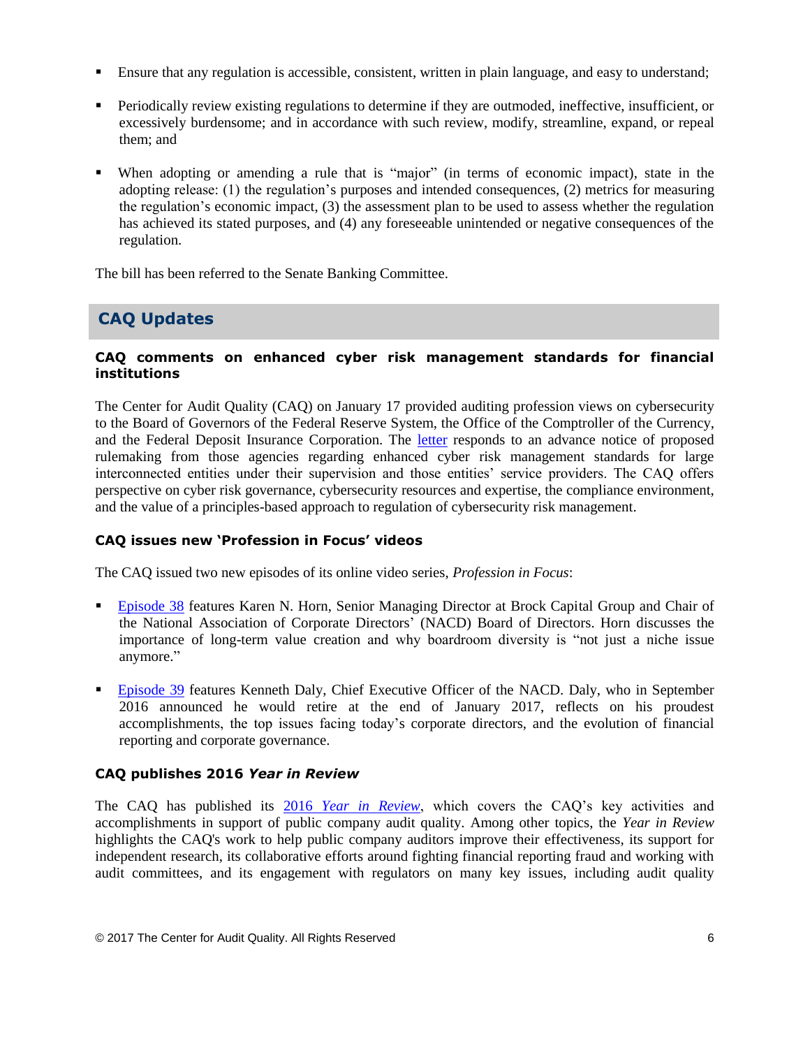- Ensure that any regulation is accessible, consistent, written in plain language, and easy to understand;
- Periodically review existing regulations to determine if they are outmoded, ineffective, insufficient, or excessively burdensome; and in accordance with such review, modify, streamline, expand, or repeal them; and
- When adopting or amending a rule that is "major" (in terms of economic impact), state in the adopting release: (1) the regulation's purposes and intended consequences, (2) metrics for measuring the regulation's economic impact, (3) the assessment plan to be used to assess whether the regulation has achieved its stated purposes, and (4) any foreseeable unintended or negative consequences of the regulation.

The bill has been referred to the Senate Banking Committee.

## CAQ Updates

### CAQ comments on enhanced cyber risk management standards for financial institutions

The Center for Audit Quality (CAQ) on January 17 provided auditing profession views on cybersecurity to the Board of Governors of the Federal Reserve System, the Office of the Comptroller of the Currency, and the Federal Deposit Insurance Corporation. The letter responds to an advance notice of proposed rulemaking from those agencies regarding enhanced cyber risk management standards for large interconnected entities under their supervision and those entities' service providers. The CAQ offers perspective on cyber risk governance, cybersecurity resources and expertise, the compliance environment, and the value of a principles-based approach to regulation of cybersecurity risk management.

### CAQ issues new 'Profession in Focus' videos

The CAQ issued two new episodes of its online video series, *Profession in Focus*:

- Episode 38 features Karen N. Horn, Senior Managing Director at Brock Capital Group and Chair of the National Association of Corporate Directors' (NACD) Board of Directors. Horn discusses the importance of long-term value creation and why boardroom diversity is "not just a niche issue anymore."
- Episode 39 features Kenneth Daly, Chief Executive Officer of the NACD. Daly, who in September 2016 announced he would retire at the end of January 2017, reflects on his proudest accomplishments, the top issues facing today's corporate directors, and the evolution of financial reporting and corporate governance.

### CAQ publishes 2016 *Year in Review*

The CAQ has published its 2016 *Year in Review*, which covers the CAQ's key activities and accomplishments in support of public company audit quality. Among other topics, the *Year in Review* highlights the CAQ's work to help public company auditors improve their effectiveness, its support for independent research, its collaborative efforts around fighting financial reporting fraud and working with audit committees, and its engagement with regulators on many key issues, including audit quality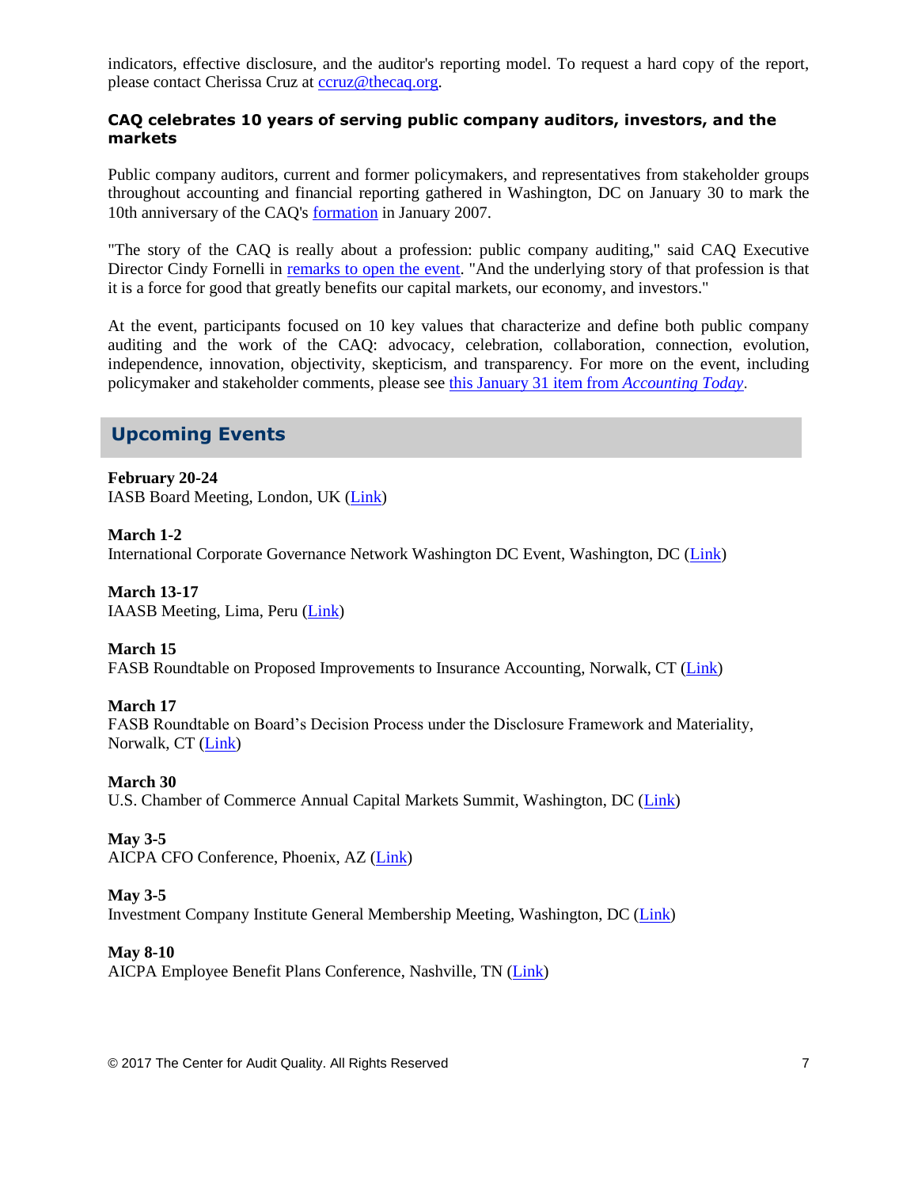indicators, effective disclosure, and the auditor's reporting model. To request a hard copy of the report, please contact Cherissa Cruz at ccruz@thecaq.org.

### CAQ celebrates 10 years of serving public company auditors, investors, and the markets

Public company auditors, current and former policymakers, and representatives from stakeholder groups throughout accounting and financial reporting gathered in Washington, DC on January 30 to mark the 10th anniversary of the CAQ's formation in January 2007.

"The story of the CAQ is really about a profession: public company auditing," said CAQ Executive Director Cindy Fornelli in remarks to open the event. "And the underlying story of that profession is that it is a force for good that greatly benefits our capital markets, our economy, and investors."

At the event, participants focused on 10 key values that characterize and define both public company auditing and the work of the CAQ: advocacy, celebration, collaboration, connection, evolution, independence, innovation, objectivity, skepticism, and transparency. For more on the event, including policymaker and stakeholder comments, please see this January 31 item from *Accounting Today*.

## Upcoming Events

**February 20-24**
IASB Board Meeting, London, UK (Link)

**March 1-2**
International Corporate Governance Network Washington DC Event, Washington, DC (Link)

**March 13-17**
IAASB Meeting, Lima, Peru (Link)

**March 15**
FASB Roundtable on Proposed Improvements to Insurance Accounting, Norwalk, CT (Link)

**March 17**
FASB Roundtable on Board's Decision Process under the Disclosure Framework and Materiality, Norwalk, CT (Link)

**March 30**
U.S. Chamber of Commerce Annual Capital Markets Summit, Washington, DC (Link)

**May 3-5**
AICPA CFO Conference, Phoenix, AZ (Link)

**May 3-5**
Investment Company Institute General Membership Meeting, Washington, DC (Link)

**May 8-10**
AICPA Employee Benefit Plans Conference, Nashville, TN (Link)

© 2017 The Center for Audit Quality. All Rights Reserved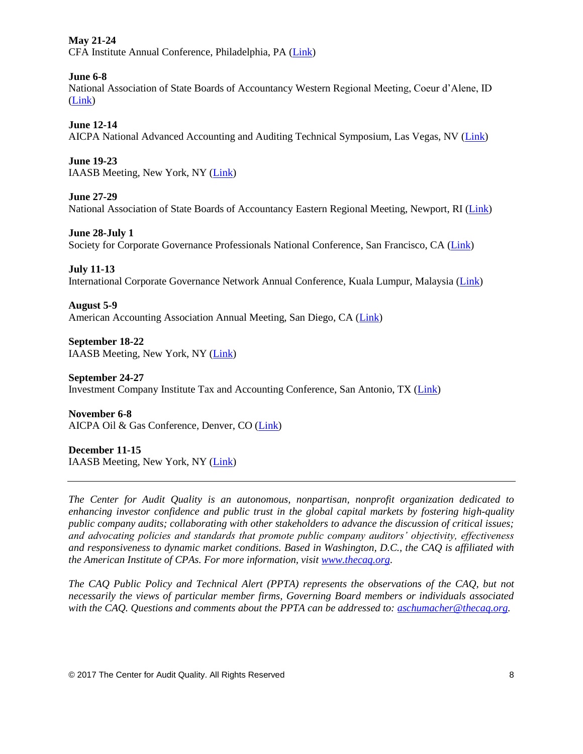**May 21-24**
CFA Institute Annual Conference, Philadelphia, PA (Link)

**June 6-8**
National Association of State Boards of Accountancy Western Regional Meeting, Coeur d'Alene, ID (Link)

**June 12-14**
AICPA National Advanced Accounting and Auditing Technical Symposium, Las Vegas, NV (Link)

**June 19-23**
IAASB Meeting, New York, NY (Link)

**June 27-29**
National Association of State Boards of Accountancy Eastern Regional Meeting, Newport, RI (Link)

**June 28-July 1**
Society for Corporate Governance Professionals National Conference, San Francisco, CA (Link)

**July 11-13**
International Corporate Governance Network Annual Conference, Kuala Lumpur, Malaysia (Link)

**August 5-9**
American Accounting Association Annual Meeting, San Diego, CA (Link)

**September 18-22**
IAASB Meeting, New York, NY (Link)

**September 24-27**
Investment Company Institute Tax and Accounting Conference, San Antonio, TX (Link)

**November 6-8**
AICPA Oil & Gas Conference, Denver, CO (Link)

**December 11-15**
IAASB Meeting, New York, NY (Link)

---

*The Center for Audit Quality is an autonomous, nonpartisan, nonprofit organization dedicated to enhancing investor confidence and public trust in the global capital markets by fostering high-quality public company audits; collaborating with other stakeholders to advance the discussion of critical issues; and advocating policies and standards that promote public company auditors' objectivity, effectiveness and responsiveness to dynamic market conditions. Based in Washington, D.C., the CAQ is affiliated with the American Institute of CPAs. For more information, visit www.thecaq.org.*

*The CAQ Public Policy and Technical Alert (PPTA) represents the observations of the CAQ, but not necessarily the views of particular member firms, Governing Board members or individuals associated with the CAQ. Questions and comments about the PPTA can be addressed to: aschumacher@thecaq.org.*

© 2017 The Center for Audit Quality. All Rights Reserved